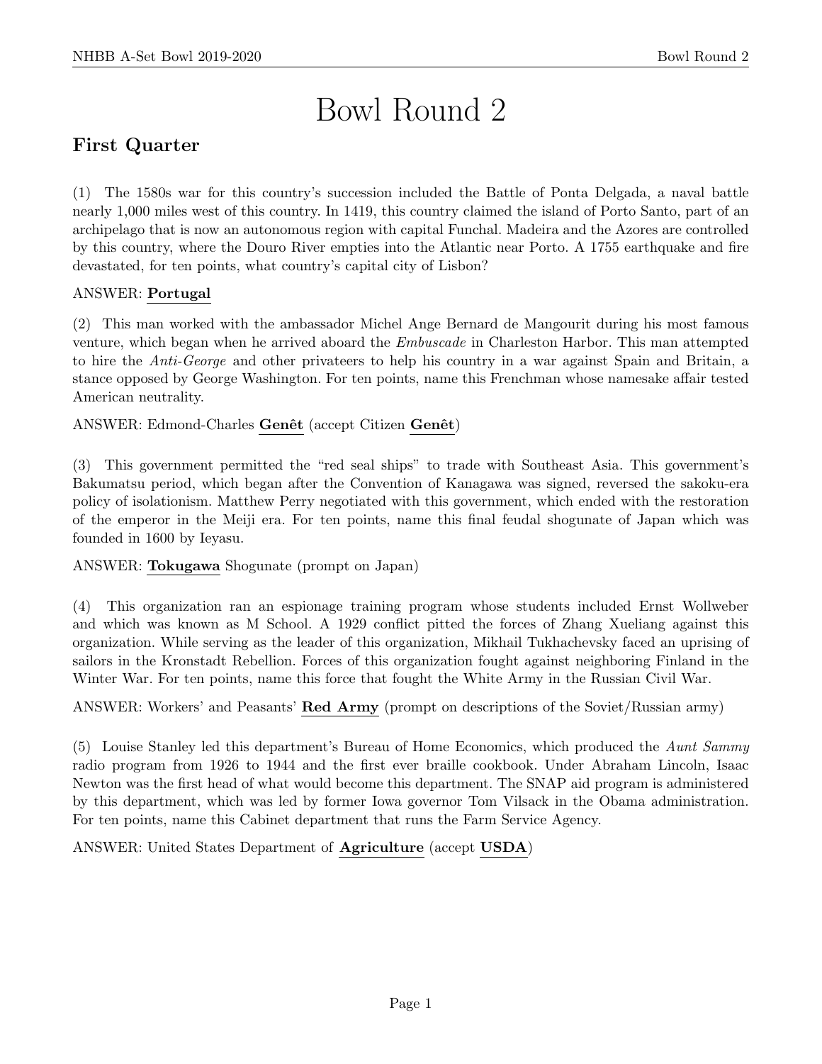# Bowl Round 2

## First Quarter

(1) The 1580s war for this country's succession included the Battle of Ponta Delgada, a naval battle nearly 1,000 miles west of this country. In 1419, this country claimed the island of Porto Santo, part of an archipelago that is now an autonomous region with capital Funchal. Madeira and the Azores are controlled by this country, where the Douro River empties into the Atlantic near Porto. A 1755 earthquake and fire devastated, for ten points, what country's capital city of Lisbon?

ANSWER: **Portugal**

(2) This man worked with the ambassador Michel Ange Bernard de Mangourit during his most famous venture, which began when he arrived aboard the *Embuscade* in Charleston Harbor. This man attempted to hire the *Anti-George* and other privateers to help his country in a war against Spain and Britain, a stance opposed by George Washington. For ten points, name this Frenchman whose namesake affair tested American neutrality.

ANSWER: Edmond-Charles **Genêt** (accept Citizen **Genêt**)

(3) This government permitted the "red seal ships" to trade with Southeast Asia. This government's Bakumatsu period, which began after the Convention of Kanagawa was signed, reversed the sakoku-era policy of isolationism. Matthew Perry negotiated with this government, which ended with the restoration of the emperor in the Meiji era. For ten points, name this final feudal shogunate of Japan which was founded in 1600 by Ieyasu.

ANSWER: **Tokugawa** Shogunate (prompt on Japan)

(4) This organization ran an espionage training program whose students included Ernst Wollweber and which was known as M School. A 1929 conflict pitted the forces of Zhang Xueliang against this organization. While serving as the leader of this organization, Mikhail Tukhachevsky faced an uprising of sailors in the Kronstadt Rebellion. Forces of this organization fought against neighboring Finland in the Winter War. For ten points, name this force that fought the White Army in the Russian Civil War.

ANSWER: Workers' and Peasants' **Red Army** (prompt on descriptions of the Soviet/Russian army)

(5) Louise Stanley led this department's Bureau of Home Economics, which produced the *Aunt Sammy* radio program from 1926 to 1944 and the first ever braille cookbook. Under Abraham Lincoln, Isaac Newton was the first head of what would become this department. The SNAP aid program is administered by this department, which was led by former Iowa governor Tom Vilsack in the Obama administration. For ten points, name this Cabinet department that runs the Farm Service Agency.

ANSWER: United States Department of **Agriculture** (accept **USDA**)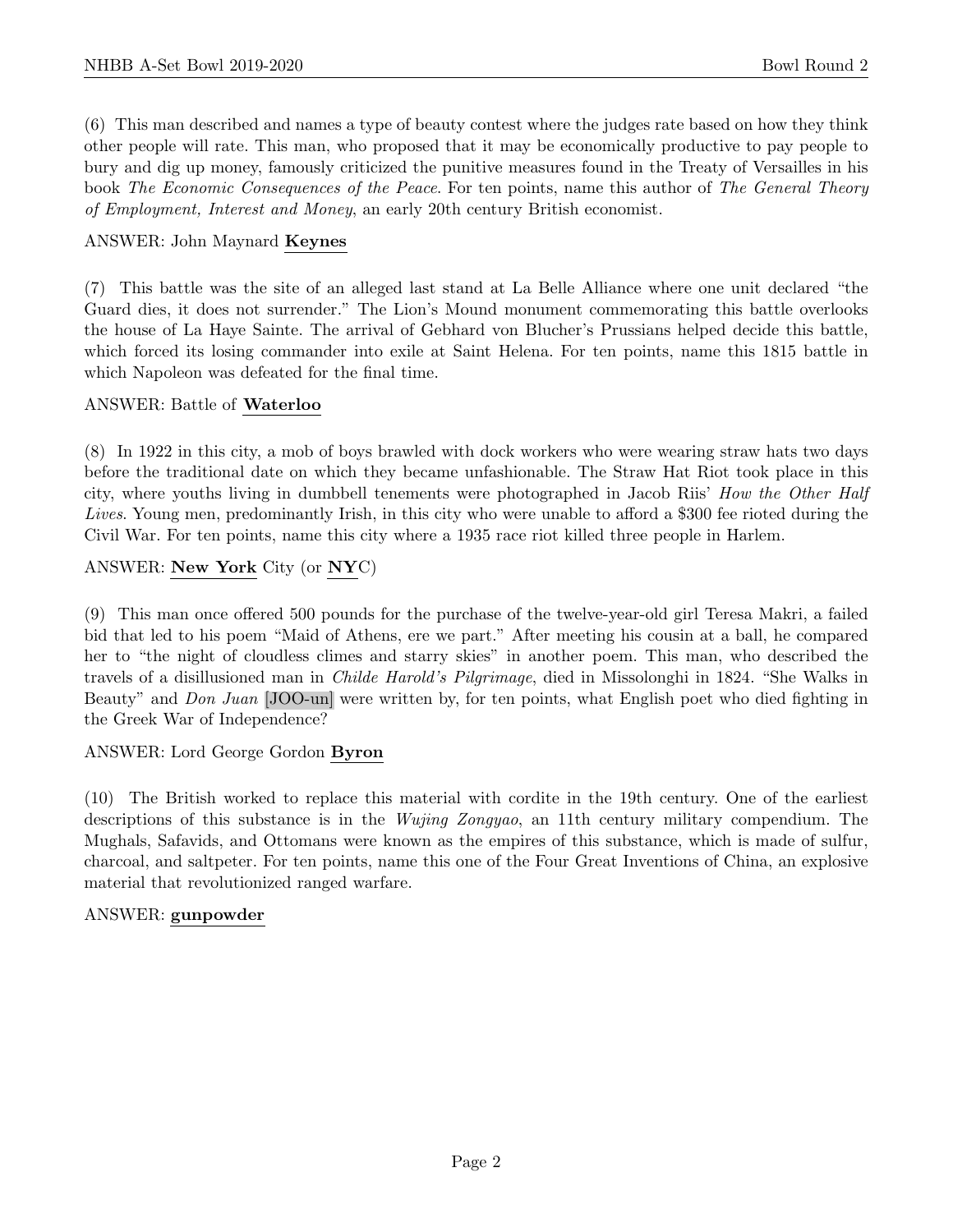(6) This man described and names a type of beauty contest where the judges rate based on how they think other people will rate. This man, who proposed that it may be economically productive to pay people to bury and dig up money, famously criticized the punitive measures found in the Treaty of Versailles in his book *The Economic Consequences of the Peace*. For ten points, name this author of *The General Theory of Employment, Interest and Money*, an early 20th century British economist.

ANSWER: John Maynard **Keynes**

(7) This battle was the site of an alleged last stand at La Belle Alliance where one unit declared "the Guard dies, it does not surrender." The Lion's Mound monument commemorating this battle overlooks the house of La Haye Sainte. The arrival of Gebhard von Blucher's Prussians helped decide this battle, which forced its losing commander into exile at Saint Helena. For ten points, name this 1815 battle in which Napoleon was defeated for the final time.

ANSWER: Battle of **Waterloo**

(8) In 1922 in this city, a mob of boys brawled with dock workers who were wearing straw hats two days before the traditional date on which they became unfashionable. The Straw Hat Riot took place in this city, where youths living in dumbbell tenements were photographed in Jacob Riis' *How the Other Half Lives*. Young men, predominantly Irish, in this city who were unable to afford a $300 fee rioted during the Civil War. For ten points, name this city where a 1935 race riot killed three people in Harlem.

ANSWER: **New York** City (or **NY**C)

(9) This man once offered 500 pounds for the purchase of the twelve-year-old girl Teresa Makri, a failed bid that led to his poem "Maid of Athens, ere we part." After meeting his cousin at a ball, he compared her to "the night of cloudless climes and starry skies" in another poem. This man, who described the travels of a disillusioned man in *Childe Harold's Pilgrimage*, died in Missolonghi in 1824. "She Walks in Beauty" and *Don Juan* [JOO-un] were written by, for ten points, what English poet who died fighting in the Greek War of Independence?

ANSWER: Lord George Gordon **Byron**

(10) The British worked to replace this material with cordite in the 19th century. One of the earliest descriptions of this substance is in the *Wujing Zongyao*, an 11th century military compendium. The Mughals, Safavids, and Ottomans were known as the empires of this substance, which is made of sulfur, charcoal, and saltpeter. For ten points, name this one of the Four Great Inventions of China, an explosive material that revolutionized ranged warfare.

ANSWER: **gunpowder**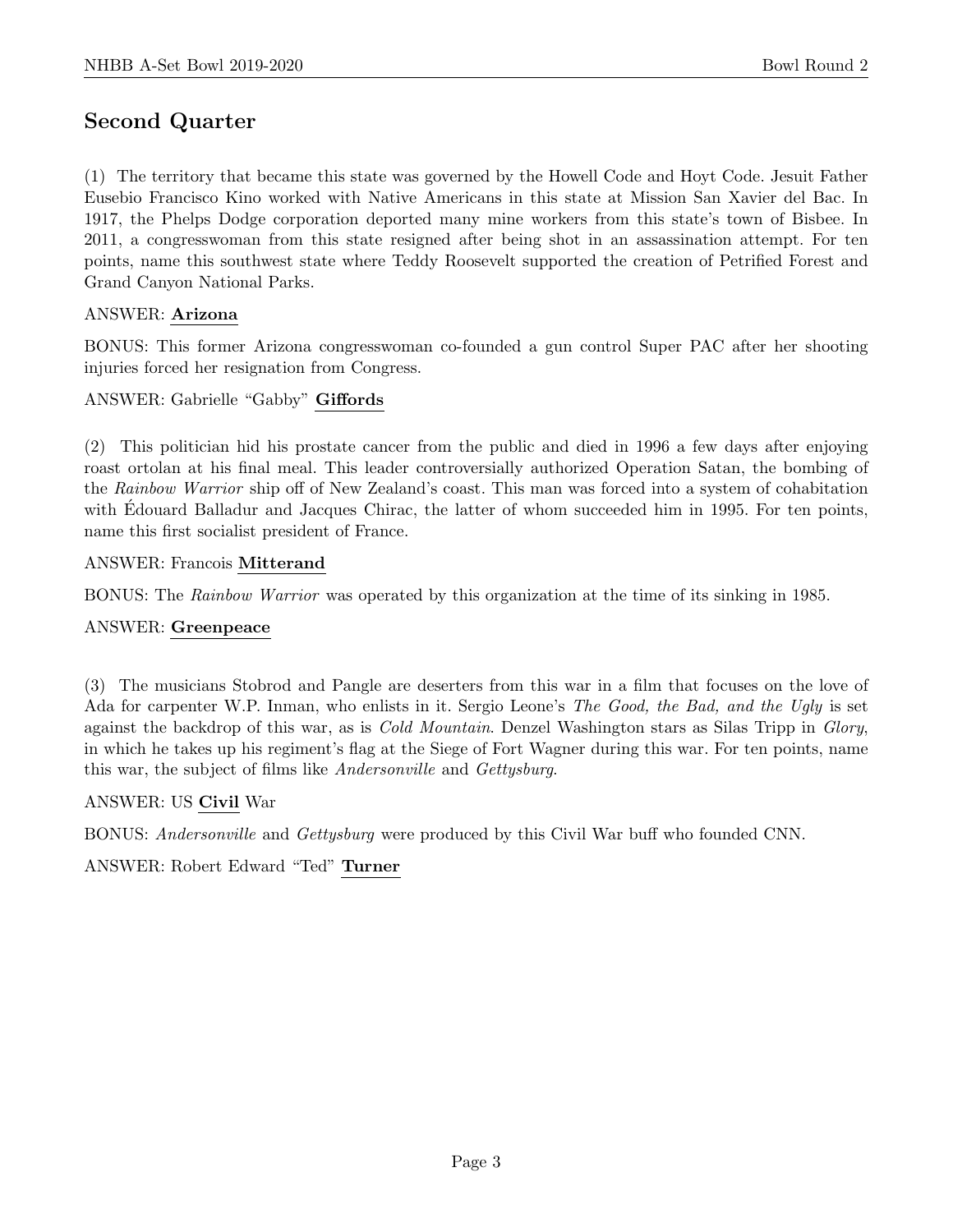## Second Quarter

(1) The territory that became this state was governed by the Howell Code and Hoyt Code. Jesuit Father Eusebio Francisco Kino worked with Native Americans in this state at Mission San Xavier del Bac. In 1917, the Phelps Dodge corporation deported many mine workers from this state's town of Bisbee. In 2011, a congresswoman from this state resigned after being shot in an assassination attempt. For ten points, name this southwest state where Teddy Roosevelt supported the creation of Petrified Forest and Grand Canyon National Parks.

ANSWER: **Arizona**

BONUS: This former Arizona congresswoman co-founded a gun control Super PAC after her shooting injuries forced her resignation from Congress.

ANSWER: Gabrielle "Gabby" **Giffords**

(2) This politician hid his prostate cancer from the public and died in 1996 a few days after enjoying roast ortolan at his final meal. This leader controversially authorized Operation Satan, the bombing of the *Rainbow Warrior* ship off of New Zealand's coast. This man was forced into a system of cohabitation with Édouard Balladur and Jacques Chirac, the latter of whom succeeded him in 1995. For ten points, name this first socialist president of France.

ANSWER: Francois **Mitterand**

BONUS: The *Rainbow Warrior* was operated by this organization at the time of its sinking in 1985.

ANSWER: **Greenpeace**

(3) The musicians Stobrod and Pangle are deserters from this war in a film that focuses on the love of Ada for carpenter W.P. Inman, who enlists in it. Sergio Leone's *The Good, the Bad, and the Ugly* is set against the backdrop of this war, as is *Cold Mountain*. Denzel Washington stars as Silas Tripp in *Glory*, in which he takes up his regiment's flag at the Siege of Fort Wagner during this war. For ten points, name this war, the subject of films like *Andersonville* and *Gettysburg*.

ANSWER: US **Civil** War

BONUS: *Andersonville* and *Gettysburg* were produced by this Civil War buff who founded CNN.

ANSWER: Robert Edward "Ted" **Turner**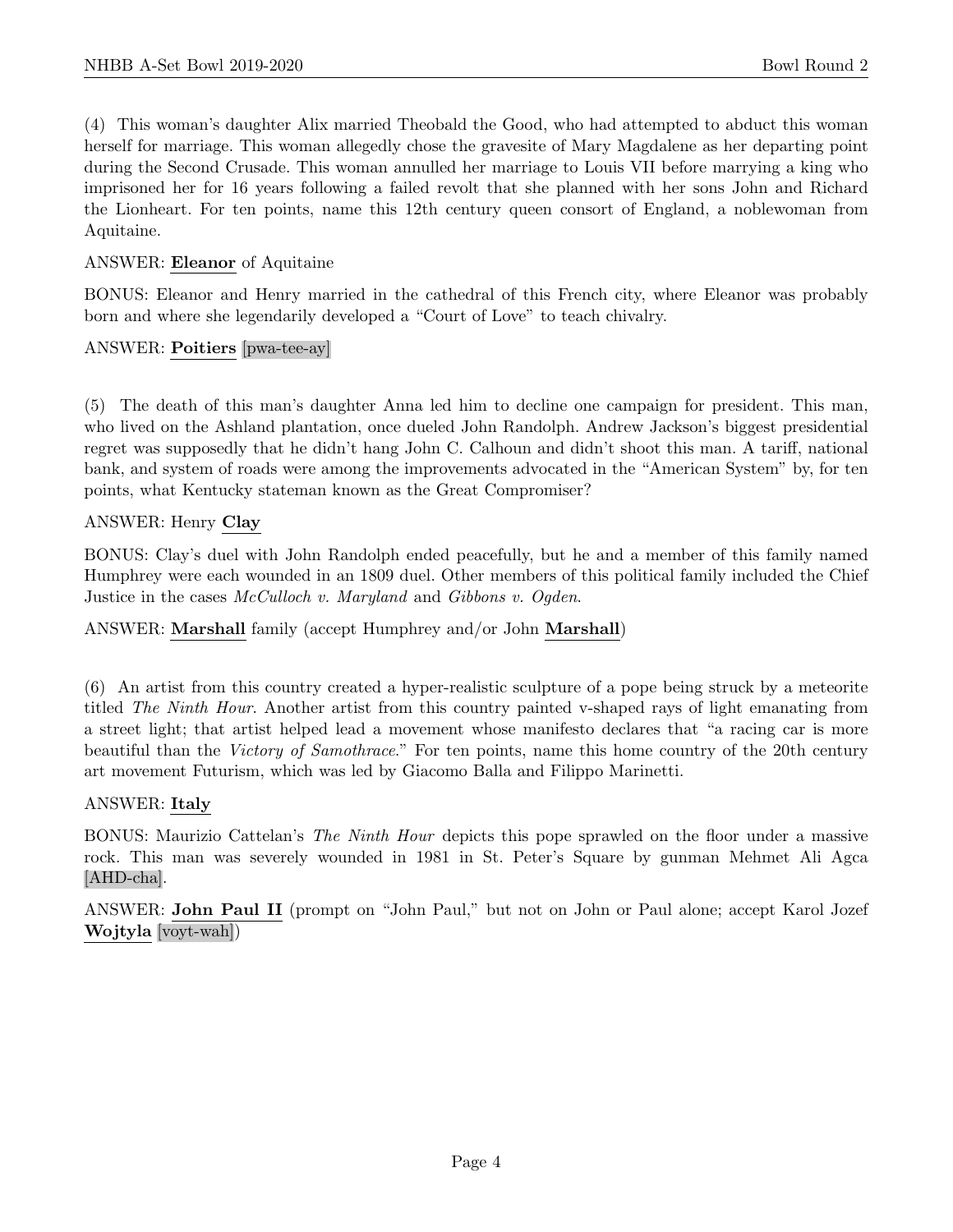(4) This woman's daughter Alix married Theobald the Good, who had attempted to abduct this woman herself for marriage. This woman allegedly chose the gravesite of Mary Magdalene as her departing point during the Second Crusade. This woman annulled her marriage to Louis VII before marrying a king who imprisoned her for 16 years following a failed revolt that she planned with her sons John and Richard the Lionheart. For ten points, name this 12th century queen consort of England, a noblewoman from Aquitaine.

ANSWER: **Eleanor** of Aquitaine

BONUS: Eleanor and Henry married in the cathedral of this French city, where Eleanor was probably born and where she legendarily developed a "Court of Love" to teach chivalry.

ANSWER: **Poitiers** [pwa-tee-ay]

(5) The death of this man's daughter Anna led him to decline one campaign for president. This man, who lived on the Ashland plantation, once dueled John Randolph. Andrew Jackson's biggest presidential regret was supposedly that he didn't hang John C. Calhoun and didn't shoot this man. A tariff, national bank, and system of roads were among the improvements advocated in the "American System" by, for ten points, what Kentucky stateman known as the Great Compromiser?

ANSWER: Henry **Clay**

BONUS: Clay's duel with John Randolph ended peacefully, but he and a member of this family named Humphrey were each wounded in an 1809 duel. Other members of this political family included the Chief Justice in the cases *McCulloch v. Maryland* and *Gibbons v. Ogden*.

ANSWER: **Marshall** family (accept Humphrey and/or John **Marshall**)

(6) An artist from this country created a hyper-realistic sculpture of a pope being struck by a meteorite titled *The Ninth Hour*. Another artist from this country painted v-shaped rays of light emanating from a street light; that artist helped lead a movement whose manifesto declares that "a racing car is more beautiful than the *Victory of Samothrace*." For ten points, name this home country of the 20th century art movement Futurism, which was led by Giacomo Balla and Filippo Marinetti.

ANSWER: **Italy**

BONUS: Maurizio Cattelan's *The Ninth Hour* depicts this pope sprawled on the floor under a massive rock. This man was severely wounded in 1981 in St. Peter's Square by gunman Mehmet Ali Agca [AHD-cha].

ANSWER: **John Paul II** (prompt on "John Paul," but not on John or Paul alone; accept Karol Jozef **Wojtyla** [voyt-wah])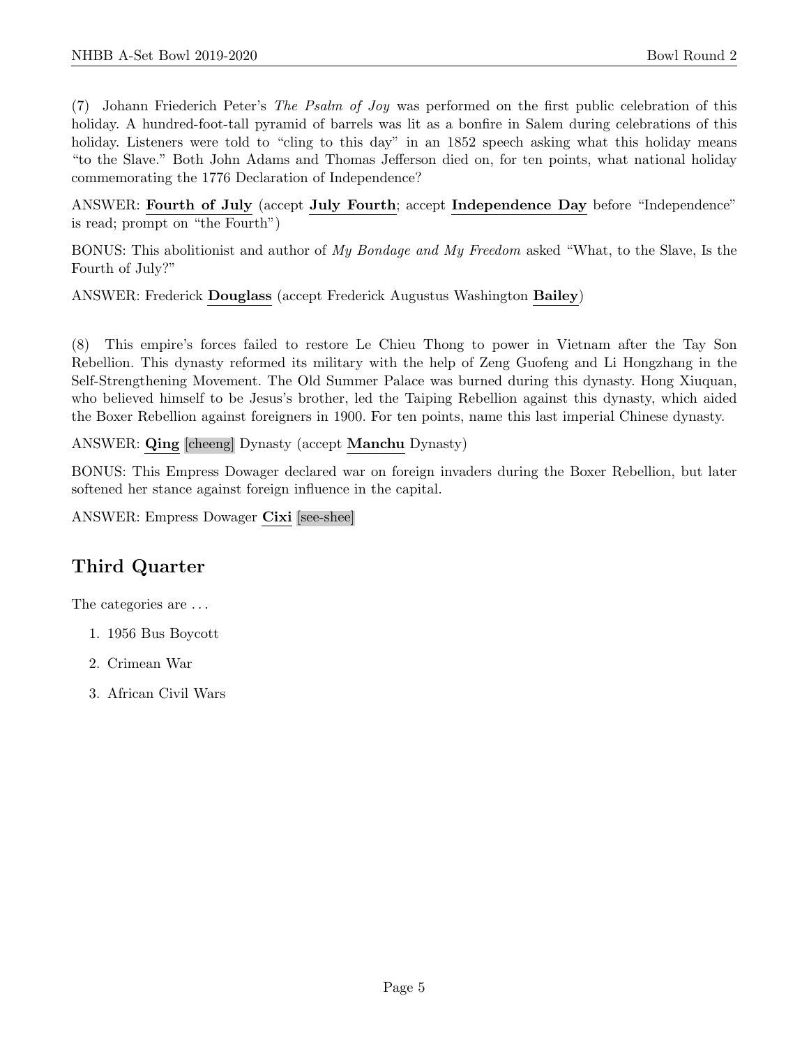(7) Johann Friederich Peter's *The Psalm of Joy* was performed on the first public celebration of this holiday. A hundred-foot-tall pyramid of barrels was lit as a bonfire in Salem during celebrations of this holiday. Listeners were told to "cling to this day" in an 1852 speech asking what this holiday means "to the Slave." Both John Adams and Thomas Jefferson died on, for ten points, what national holiday commemorating the 1776 Declaration of Independence?

ANSWER: **Fourth of July** (accept **July Fourth**; accept **Independence Day** before "Independence" is read; prompt on "the Fourth")

BONUS: This abolitionist and author of *My Bondage and My Freedom* asked "What, to the Slave, Is the Fourth of July?"

ANSWER: Frederick **Douglass** (accept Frederick Augustus Washington **Bailey**)

(8) This empire's forces failed to restore Le Chieu Thong to power in Vietnam after the Tay Son Rebellion. This dynasty reformed its military with the help of Zeng Guofeng and Li Hongzhang in the Self-Strengthening Movement. The Old Summer Palace was burned during this dynasty. Hong Xiuquan, who believed himself to be Jesus's brother, led the Taiping Rebellion against this dynasty, which aided the Boxer Rebellion against foreigners in 1900. For ten points, name this last imperial Chinese dynasty.

ANSWER: **Qing** [cheeng] Dynasty (accept **Manchu** Dynasty)

BONUS: This Empress Dowager declared war on foreign invaders during the Boxer Rebellion, but later softened her stance against foreign influence in the capital.

ANSWER: Empress Dowager **Cixi** [see-shee]

## Third Quarter

The categories are . . .

1. 1956 Bus Boycott
2. Crimean War
3. African Civil Wars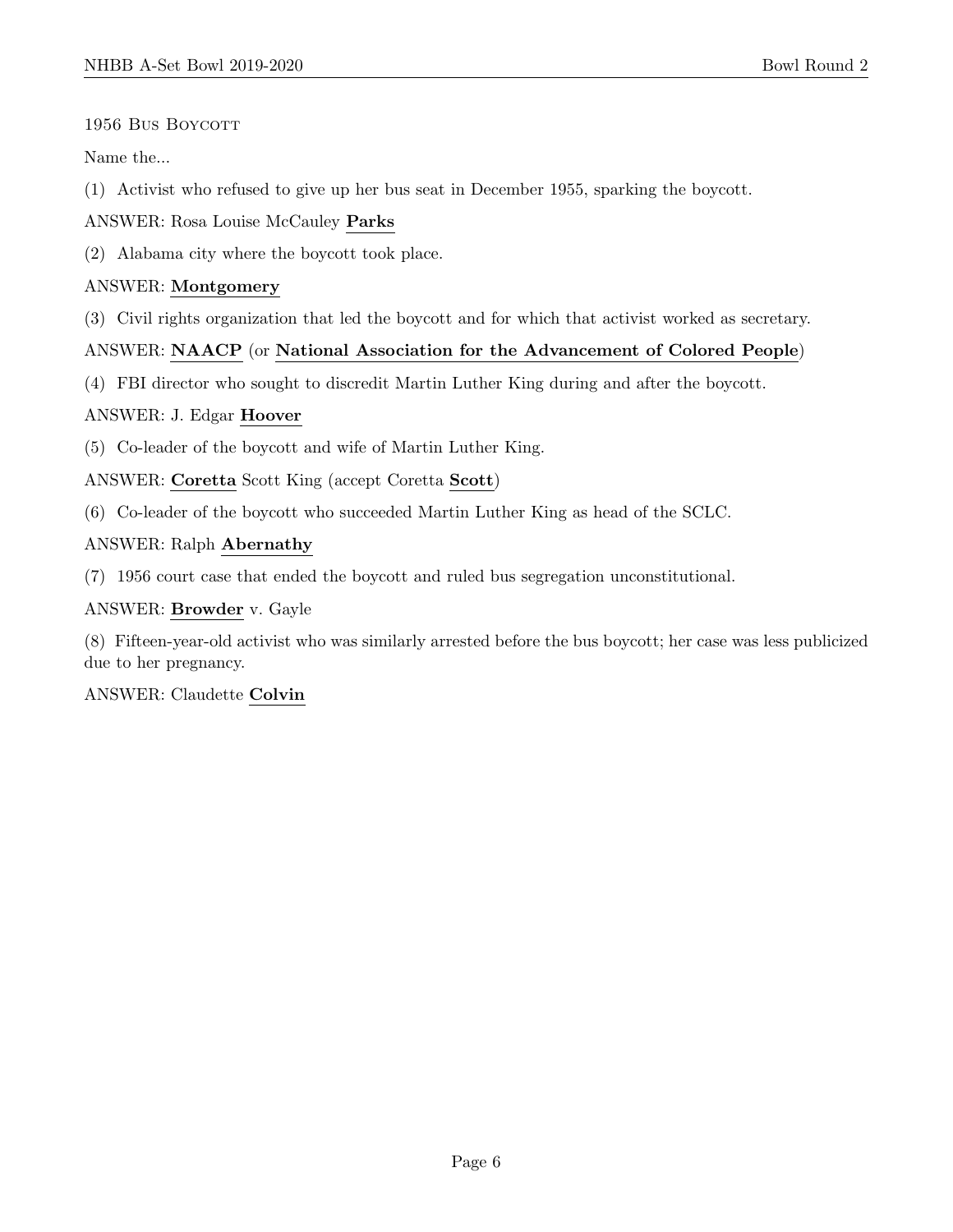1956 Bus Boycott

Name the...

(1) Activist who refused to give up her bus seat in December 1955, sparking the boycott.

ANSWER: Rosa Louise McCauley **Parks**

(2) Alabama city where the boycott took place.

ANSWER: **Montgomery**

(3) Civil rights organization that led the boycott and for which that activist worked as secretary.

ANSWER: **NAACP** (or **National Association for the Advancement of Colored People**)

(4) FBI director who sought to discredit Martin Luther King during and after the boycott.

ANSWER: J. Edgar **Hoover**

(5) Co-leader of the boycott and wife of Martin Luther King.

ANSWER: **Coretta** Scott King (accept Coretta **Scott**)

(6) Co-leader of the boycott who succeeded Martin Luther King as head of the SCLC.

ANSWER: Ralph **Abernathy**

(7) 1956 court case that ended the boycott and ruled bus segregation unconstitutional.

ANSWER: **Browder** v. Gayle

(8) Fifteen-year-old activist who was similarly arrested before the bus boycott; her case was less publicized due to her pregnancy.

ANSWER: Claudette **Colvin**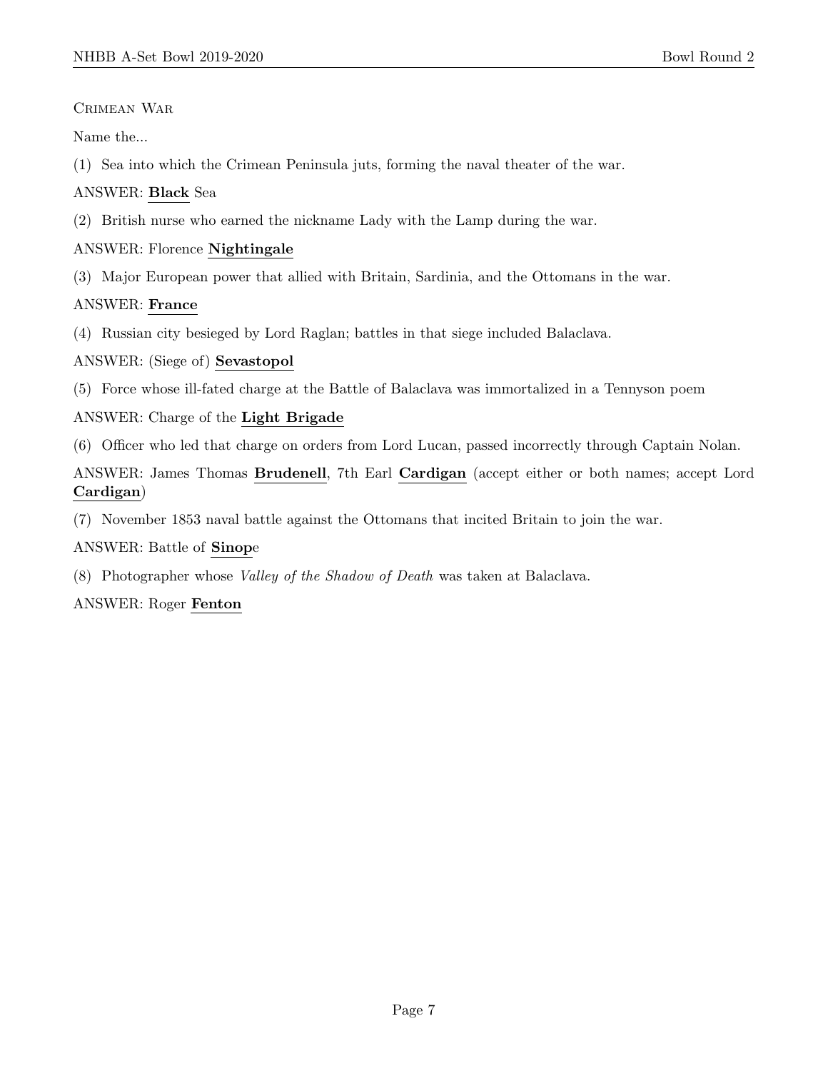Crimean War

Name the...

(1) Sea into which the Crimean Peninsula juts, forming the naval theater of the war.

ANSWER: **Black** Sea

(2) British nurse who earned the nickname Lady with the Lamp during the war.

ANSWER: Florence **Nightingale**

(3) Major European power that allied with Britain, Sardinia, and the Ottomans in the war.

ANSWER: **France**

(4) Russian city besieged by Lord Raglan; battles in that siege included Balaclava.

ANSWER: (Siege of) **Sevastopol**

(5) Force whose ill-fated charge at the Battle of Balaclava was immortalized in a Tennyson poem

ANSWER: Charge of the **Light Brigade**

(6) Officer who led that charge on orders from Lord Lucan, passed incorrectly through Captain Nolan.

ANSWER: James Thomas **Brudenell**, 7th Earl **Cardigan** (accept either or both names; accept Lord **Cardigan**)

(7) November 1853 naval battle against the Ottomans that incited Britain to join the war.

ANSWER: Battle of **Sinop**e

(8) Photographer whose *Valley of the Shadow of Death* was taken at Balaclava.

ANSWER: Roger **Fenton**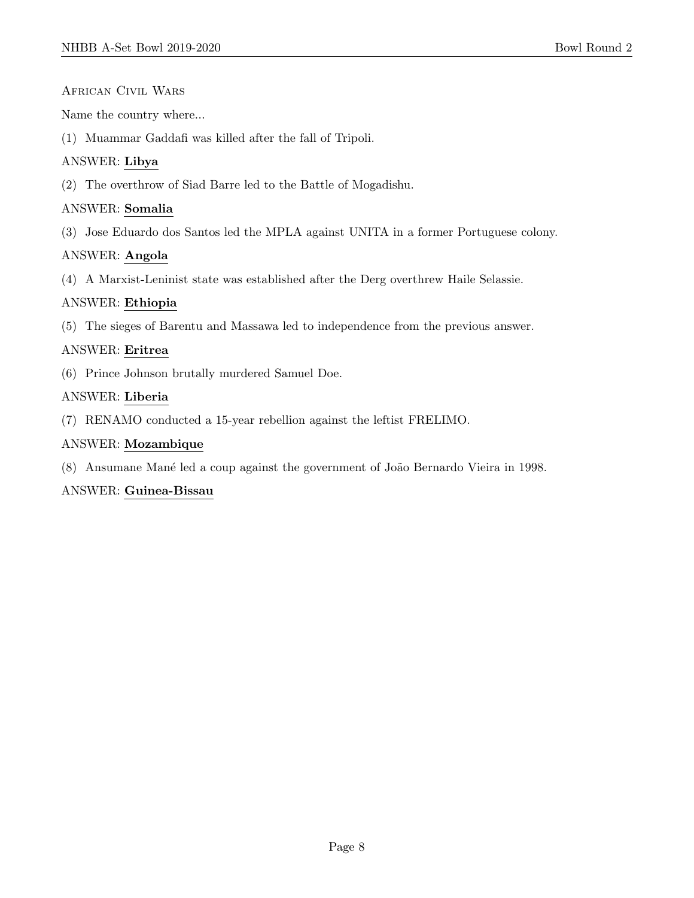## African Civil Wars

Name the country where...

(1) Muammar Gaddafi was killed after the fall of Tripoli.

ANSWER: **Libya**

(2) The overthrow of Siad Barre led to the Battle of Mogadishu.

ANSWER: **Somalia**

(3) Jose Eduardo dos Santos led the MPLA against UNITA in a former Portuguese colony.

ANSWER: **Angola**

(4) A Marxist-Leninist state was established after the Derg overthrew Haile Selassie.

ANSWER: **Ethiopia**

(5) The sieges of Barentu and Massawa led to independence from the previous answer.

ANSWER: **Eritrea**

(6) Prince Johnson brutally murdered Samuel Doe.

ANSWER: **Liberia**

(7) RENAMO conducted a 15-year rebellion against the leftist FRELIMO.

ANSWER: **Mozambique**

(8) Ansumane Mané led a coup against the government of João Bernardo Vieira in 1998.

ANSWER: **Guinea-Bissau**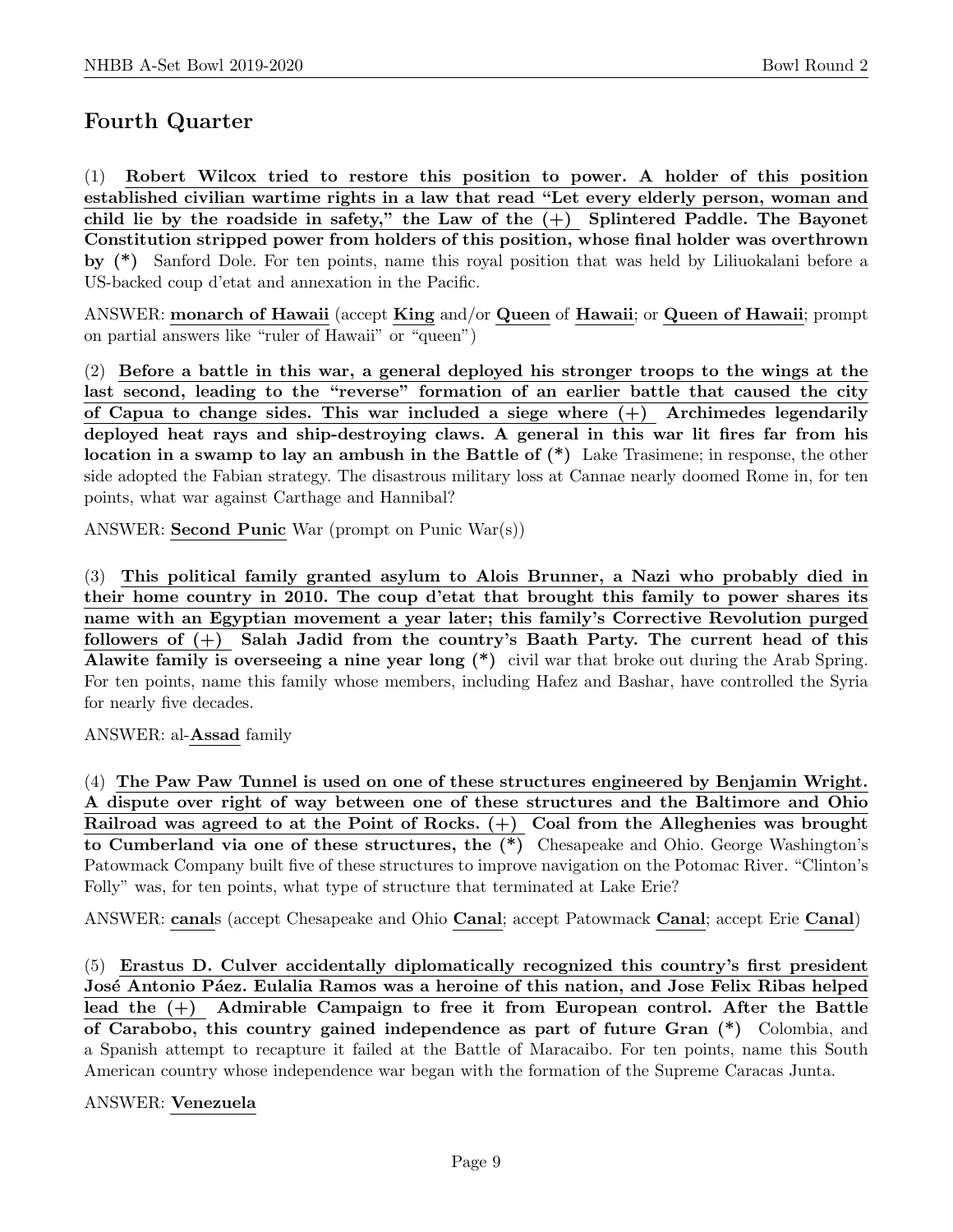## Fourth Quarter

(1) **Robert Wilcox tried to restore this position to power. A holder of this position established civilian wartime rights in a law that read "Let every elderly person, woman and child lie by the roadside in safety," the Law of the (+) Splintered Paddle. The Bayonet Constitution stripped power from holders of this position, whose final holder was overthrown by (*)** Sanford Dole. For ten points, name this royal position that was held by Liliuokalani before a US-backed coup d'etat and annexation in the Pacific.

ANSWER: **monarch of Hawaii** (accept **King** and/or **Queen** of **Hawaii**; or **Queen of Hawaii**; prompt on partial answers like "ruler of Hawaii" or "queen")

(2) **Before a battle in this war, a general deployed his stronger troops to the wings at the last second, leading to the "reverse" formation of an earlier battle that caused the city of Capua to change sides. This war included a siege where (+) Archimedes legendarily deployed heat rays and ship-destroying claws. A general in this war lit fires far from his location in a swamp to lay an ambush in the Battle of (*)** Lake Trasimene; in response, the other side adopted the Fabian strategy. The disastrous military loss at Cannae nearly doomed Rome in, for ten points, what war against Carthage and Hannibal?

ANSWER: **Second Punic** War (prompt on Punic War(s))

(3) **This political family granted asylum to Alois Brunner, a Nazi who probably died in their home country in 2010. The coup d'etat that brought this family to power shares its name with an Egyptian movement a year later; this family's Corrective Revolution purged followers of (+) Salah Jadid from the country's Baath Party. The current head of this Alawite family is overseeing a nine year long (*)** civil war that broke out during the Arab Spring. For ten points, name this family whose members, including Hafez and Bashar, have controlled the Syria for nearly five decades.

ANSWER: al-**Assad** family

(4) **The Paw Paw Tunnel is used on one of these structures engineered by Benjamin Wright. A dispute over right of way between one of these structures and the Baltimore and Ohio Railroad was agreed to at the Point of Rocks. (+) Coal from the Alleghenies was brought to Cumberland via one of these structures, the (*)** Chesapeake and Ohio. George Washington's Patowmack Company built five of these structures to improve navigation on the Potomac River. "Clinton's Folly" was, for ten points, what type of structure that terminated at Lake Erie?

ANSWER: **canal**s (accept Chesapeake and Ohio **Canal**; accept Patowmack **Canal**; accept Erie **Canal**)

(5) **Erastus D. Culver accidentally diplomatically recognized this country's first president José Antonio Páez. Eulalia Ramos was a heroine of this nation, and Jose Felix Ribas helped lead the (+) Admirable Campaign to free it from European control. After the Battle of Carabobo, this country gained independence as part of future Gran (*)** Colombia, and a Spanish attempt to recapture it failed at the Battle of Maracaibo. For ten points, name this South American country whose independence war began with the formation of the Supreme Caracas Junta.

ANSWER: **Venezuela**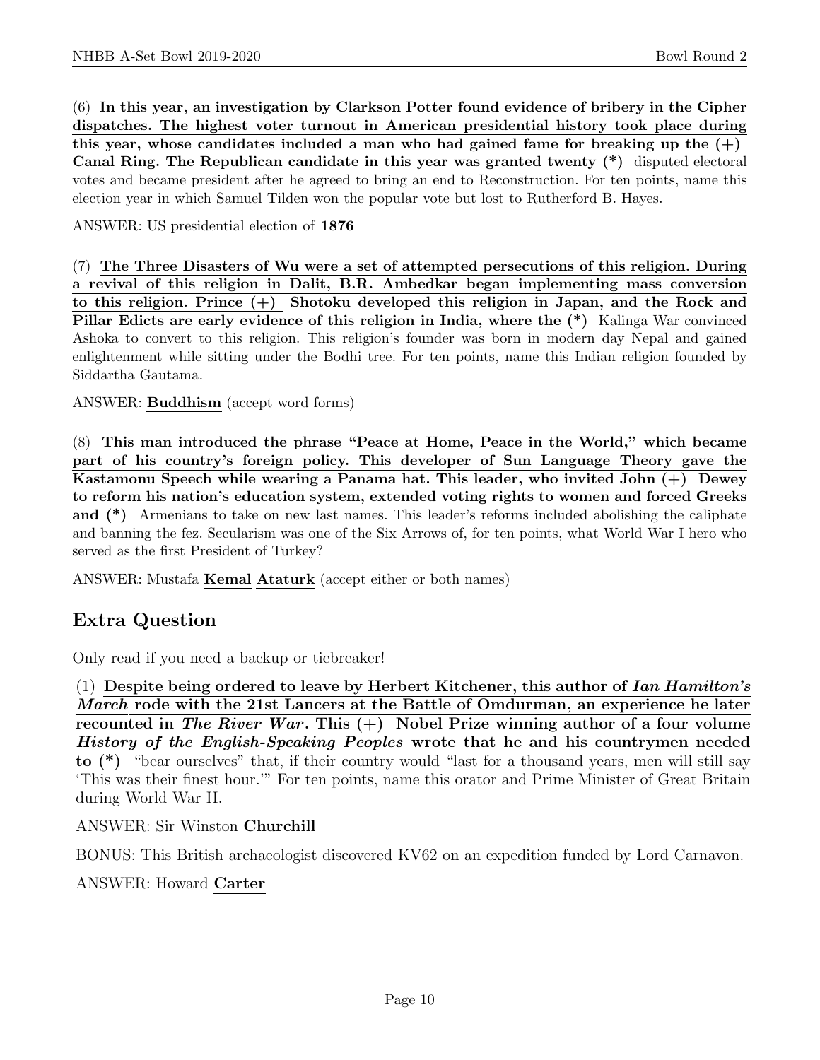(6) **In this year, an investigation by Clarkson Potter found evidence of bribery in the Cipher dispatches. The highest voter turnout in American presidential history took place during this year, whose candidates included a man who had gained fame for breaking up the (+) Canal Ring. The Republican candidate in this year was granted twenty (*)** disputed electoral votes and became president after he agreed to bring an end to Reconstruction. For ten points, name this election year in which Samuel Tilden won the popular vote but lost to Rutherford B. Hayes.

ANSWER: US presidential election of **1876**

(7) **The Three Disasters of Wu were a set of attempted persecutions of this religion. During a revival of this religion in Dalit, B.R. Ambedkar began implementing mass conversion to this religion. Prince (+) Shotoku developed this religion in Japan, and the Rock and Pillar Edicts are early evidence of this religion in India, where the (*)** Kalinga War convinced Ashoka to convert to this religion. This religion's founder was born in modern day Nepal and gained enlightenment while sitting under the Bodhi tree. For ten points, name this Indian religion founded by Siddartha Gautama.

ANSWER: **Buddhism** (accept word forms)

(8) **This man introduced the phrase "Peace at Home, Peace in the World," which became part of his country's foreign policy. This developer of Sun Language Theory gave the Kastamonu Speech while wearing a Panama hat. This leader, who invited John (+) Dewey to reform his nation's education system, extended voting rights to women and forced Greeks and (*)** Armenians to take on new last names. This leader's reforms included abolishing the caliphate and banning the fez. Secularism was one of the Six Arrows of, for ten points, what World War I hero who served as the first President of Turkey?

ANSWER: Mustafa **Kemal** **Ataturk** (accept either or both names)

## Extra Question

Only read if you need a backup or tiebreaker!

(1) **Despite being ordered to leave by Herbert Kitchener, this author of *Ian Hamilton's March* rode with the 21st Lancers at the Battle of Omdurman, an experience he later recounted in *The River War*. This (+) Nobel Prize winning author of a four volume *History of the English-Speaking Peoples* wrote that he and his countrymen needed to (*)** "bear ourselves" that, if their country would "last for a thousand years, men will still say 'This was their finest hour.'" For ten points, name this orator and Prime Minister of Great Britain during World War II.

ANSWER: Sir Winston **Churchill**

BONUS: This British archaeologist discovered KV62 on an expedition funded by Lord Carnavon.

ANSWER: Howard **Carter**